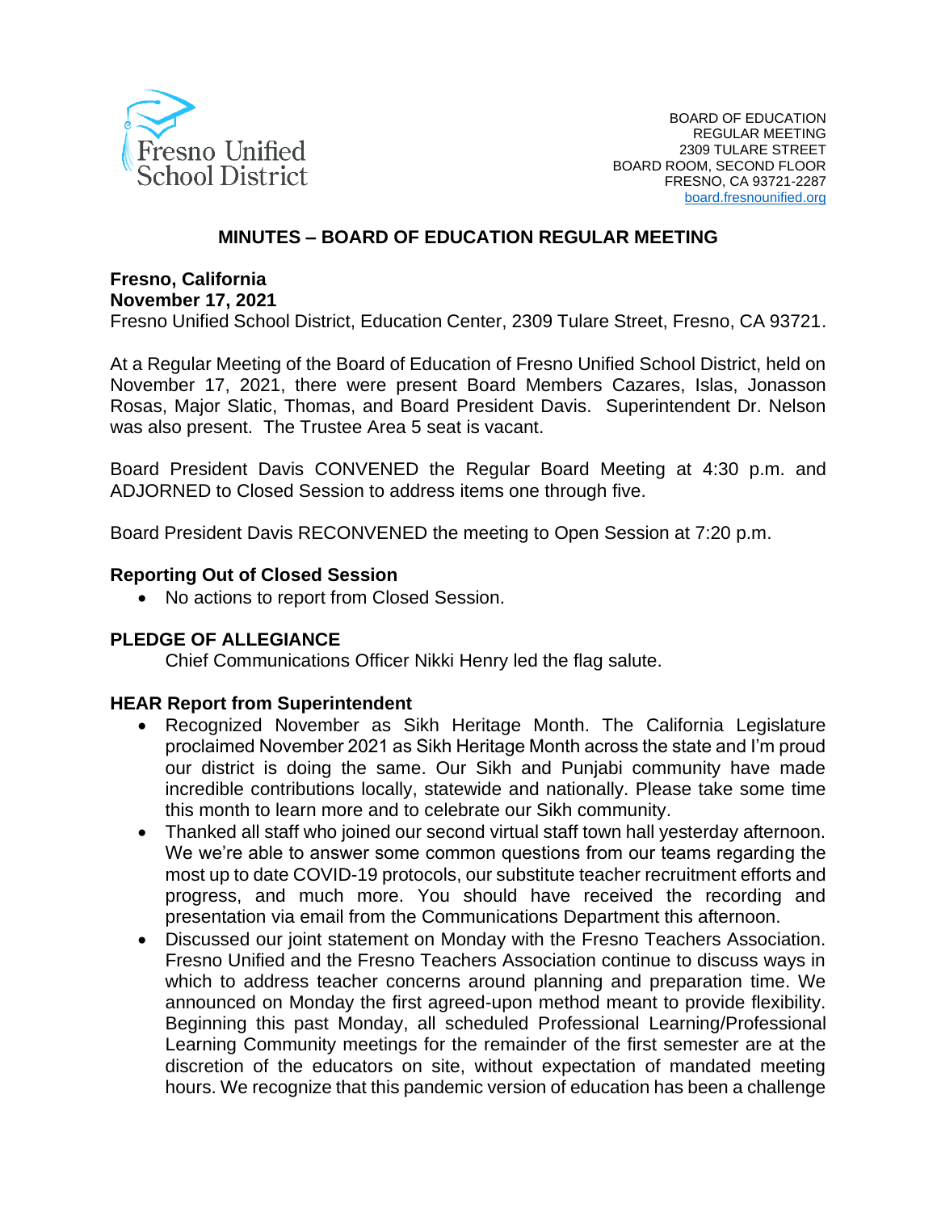Fresno Unified School District

BOARD OF EDUCATION
REGULAR MEETING
2309 TULARE STREET
BOARD ROOM, SECOND FLOOR
FRESNO, CA 93721-2287
board.fresnounified.org

## MINUTES – BOARD OF EDUCATION REGULAR MEETING

**Fresno, California**
**November 17, 2021**
Fresno Unified School District, Education Center, 2309 Tulare Street, Fresno, CA 93721.

At a Regular Meeting of the Board of Education of Fresno Unified School District, held on November 17, 2021, there were present Board Members Cazares, Islas, Jonasson Rosas, Major Slatic, Thomas, and Board President Davis. Superintendent Dr. Nelson was also present. The Trustee Area 5 seat is vacant.

Board President Davis CONVENED the Regular Board Meeting at 4:30 p.m. and ADJORNED to Closed Session to address items one through five.

Board President Davis RECONVENED the meeting to Open Session at 7:20 p.m.

### Reporting Out of Closed Session

- No actions to report from Closed Session.

### PLEDGE OF ALLEGIANCE

Chief Communications Officer Nikki Henry led the flag salute.

### HEAR Report from Superintendent

- Recognized November as Sikh Heritage Month. The California Legislature proclaimed November 2021 as Sikh Heritage Month across the state and I'm proud our district is doing the same. Our Sikh and Punjabi community have made incredible contributions locally, statewide and nationally. Please take some time this month to learn more and to celebrate our Sikh community.
- Thanked all staff who joined our second virtual staff town hall yesterday afternoon. We we're able to answer some common questions from our teams regarding the most up to date COVID-19 protocols, our substitute teacher recruitment efforts and progress, and much more. You should have received the recording and presentation via email from the Communications Department this afternoon.
- Discussed our joint statement on Monday with the Fresno Teachers Association. Fresno Unified and the Fresno Teachers Association continue to discuss ways in which to address teacher concerns around planning and preparation time. We announced on Monday the first agreed-upon method meant to provide flexibility. Beginning this past Monday, all scheduled Professional Learning/Professional Learning Community meetings for the remainder of the first semester are at the discretion of the educators on site, without expectation of mandated meeting hours. We recognize that this pandemic version of education has been a challenge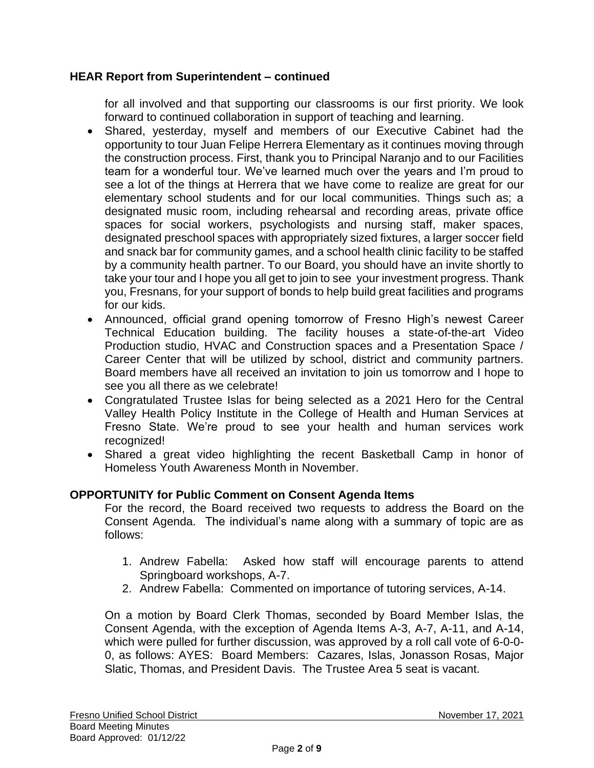**HEAR Report from Superintendent – continued**

for all involved and that supporting our classrooms is our first priority. We look forward to continued collaboration in support of teaching and learning.

- Shared, yesterday, myself and members of our Executive Cabinet had the opportunity to tour Juan Felipe Herrera Elementary as it continues moving through the construction process. First, thank you to Principal Naranjo and to our Facilities team for a wonderful tour. We've learned much over the years and I'm proud to see a lot of the things at Herrera that we have come to realize are great for our elementary school students and for our local communities. Things such as; a designated music room, including rehearsal and recording areas, private office spaces for social workers, psychologists and nursing staff, maker spaces, designated preschool spaces with appropriately sized fixtures, a larger soccer field and snack bar for community games, and a school health clinic facility to be staffed by a community health partner. To our Board, you should have an invite shortly to take your tour and I hope you all get to join to see your investment progress. Thank you, Fresnans, for your support of bonds to help build great facilities and programs for our kids.
- Announced, official grand opening tomorrow of Fresno High's newest Career Technical Education building. The facility houses a state-of-the-art Video Production studio, HVAC and Construction spaces and a Presentation Space / Career Center that will be utilized by school, district and community partners. Board members have all received an invitation to join us tomorrow and I hope to see you all there as we celebrate!
- Congratulated Trustee Islas for being selected as a 2021 Hero for the Central Valley Health Policy Institute in the College of Health and Human Services at Fresno State. We're proud to see your health and human services work recognized!
- Shared a great video highlighting the recent Basketball Camp in honor of Homeless Youth Awareness Month in November.

**OPPORTUNITY for Public Comment on Consent Agenda Items**

For the record, the Board received two requests to address the Board on the Consent Agenda. The individual's name along with a summary of topic are as follows:

1. Andrew Fabella: Asked how staff will encourage parents to attend Springboard workshops, A-7.
2. Andrew Fabella: Commented on importance of tutoring services, A-14.

On a motion by Board Clerk Thomas, seconded by Board Member Islas, the Consent Agenda, with the exception of Agenda Items A-3, A-7, A-11, and A-14, which were pulled for further discussion, was approved by a roll call vote of 6-0-0-0, as follows: AYES: Board Members: Cazares, Islas, Jonasson Rosas, Major Slatic, Thomas, and President Davis. The Trustee Area 5 seat is vacant.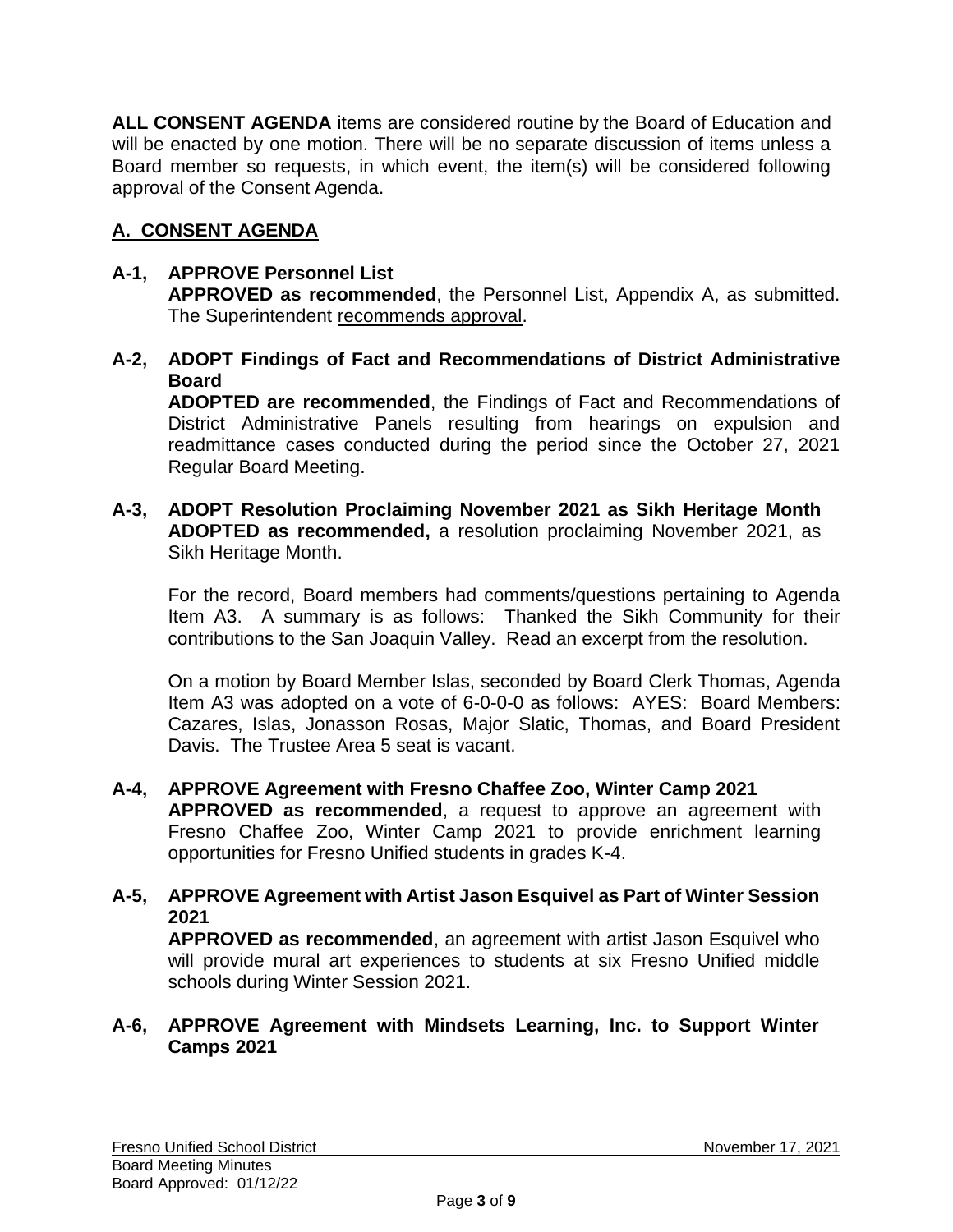**ALL CONSENT AGENDA** items are considered routine by the Board of Education and will be enacted by one motion. There will be no separate discussion of items unless a Board member so requests, in which event, the item(s) will be considered following approval of the Consent Agenda.

## A. CONSENT AGENDA

**A-1, APPROVE Personnel List**
**APPROVED as recommended**, the Personnel List, Appendix A, as submitted. The Superintendent recommends approval.

**A-2, ADOPT Findings of Fact and Recommendations of District Administrative Board**
**ADOPTED are recommended**, the Findings of Fact and Recommendations of District Administrative Panels resulting from hearings on expulsion and readmittance cases conducted during the period since the October 27, 2021 Regular Board Meeting.

**A-3, ADOPT Resolution Proclaiming November 2021 as Sikh Heritage Month**
**ADOPTED as recommended,** a resolution proclaiming November 2021, as Sikh Heritage Month.

For the record, Board members had comments/questions pertaining to Agenda Item A3. A summary is as follows: Thanked the Sikh Community for their contributions to the San Joaquin Valley. Read an excerpt from the resolution.

On a motion by Board Member Islas, seconded by Board Clerk Thomas, Agenda Item A3 was adopted on a vote of 6-0-0-0 as follows: AYES: Board Members: Cazares, Islas, Jonasson Rosas, Major Slatic, Thomas, and Board President Davis. The Trustee Area 5 seat is vacant.

**A-4, APPROVE Agreement with Fresno Chaffee Zoo, Winter Camp 2021**
**APPROVED as recommended**, a request to approve an agreement with Fresno Chaffee Zoo, Winter Camp 2021 to provide enrichment learning opportunities for Fresno Unified students in grades K-4.

**A-5, APPROVE Agreement with Artist Jason Esquivel as Part of Winter Session 2021**
**APPROVED as recommended**, an agreement with artist Jason Esquivel who will provide mural art experiences to students at six Fresno Unified middle schools during Winter Session 2021.

**A-6, APPROVE Agreement with Mindsets Learning, Inc. to Support Winter Camps 2021**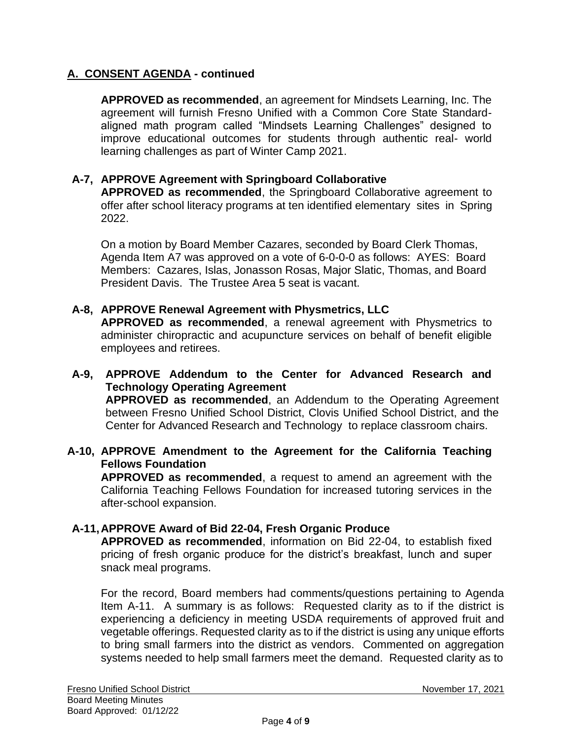## A. CONSENT AGENDA - continued

**APPROVED as recommended**, an agreement for Mindsets Learning, Inc. The agreement will furnish Fresno Unified with a Common Core State Standard-aligned math program called "Mindsets Learning Challenges" designed to improve educational outcomes for students through authentic real- world learning challenges as part of Winter Camp 2021.

**A-7, APPROVE Agreement with Springboard Collaborative**
**APPROVED as recommended**, the Springboard Collaborative agreement to offer after school literacy programs at ten identified elementary sites in Spring 2022.

On a motion by Board Member Cazares, seconded by Board Clerk Thomas, Agenda Item A7 was approved on a vote of 6-0-0-0 as follows: AYES: Board Members: Cazares, Islas, Jonasson Rosas, Major Slatic, Thomas, and Board President Davis. The Trustee Area 5 seat is vacant.

**A-8, APPROVE Renewal Agreement with Physmetrics, LLC**
**APPROVED as recommended**, a renewal agreement with Physmetrics to administer chiropractic and acupuncture services on behalf of benefit eligible employees and retirees.

**A-9, APPROVE Addendum to the Center for Advanced Research and Technology Operating Agreement**
**APPROVED as recommended**, an Addendum to the Operating Agreement between Fresno Unified School District, Clovis Unified School District, and the Center for Advanced Research and Technology to replace classroom chairs.

**A-10, APPROVE Amendment to the Agreement for the California Teaching Fellows Foundation**
**APPROVED as recommended**, a request to amend an agreement with the California Teaching Fellows Foundation for increased tutoring services in the after-school expansion.

**A-11, APPROVE Award of Bid 22-04, Fresh Organic Produce**
**APPROVED as recommended**, information on Bid 22-04, to establish fixed pricing of fresh organic produce for the district's breakfast, lunch and super snack meal programs.

For the record, Board members had comments/questions pertaining to Agenda Item A-11. A summary is as follows: Requested clarity as to if the district is experiencing a deficiency in meeting USDA requirements of approved fruit and vegetable offerings. Requested clarity as to if the district is using any unique efforts to bring small farmers into the district as vendors. Commented on aggregation systems needed to help small farmers meet the demand. Requested clarity as to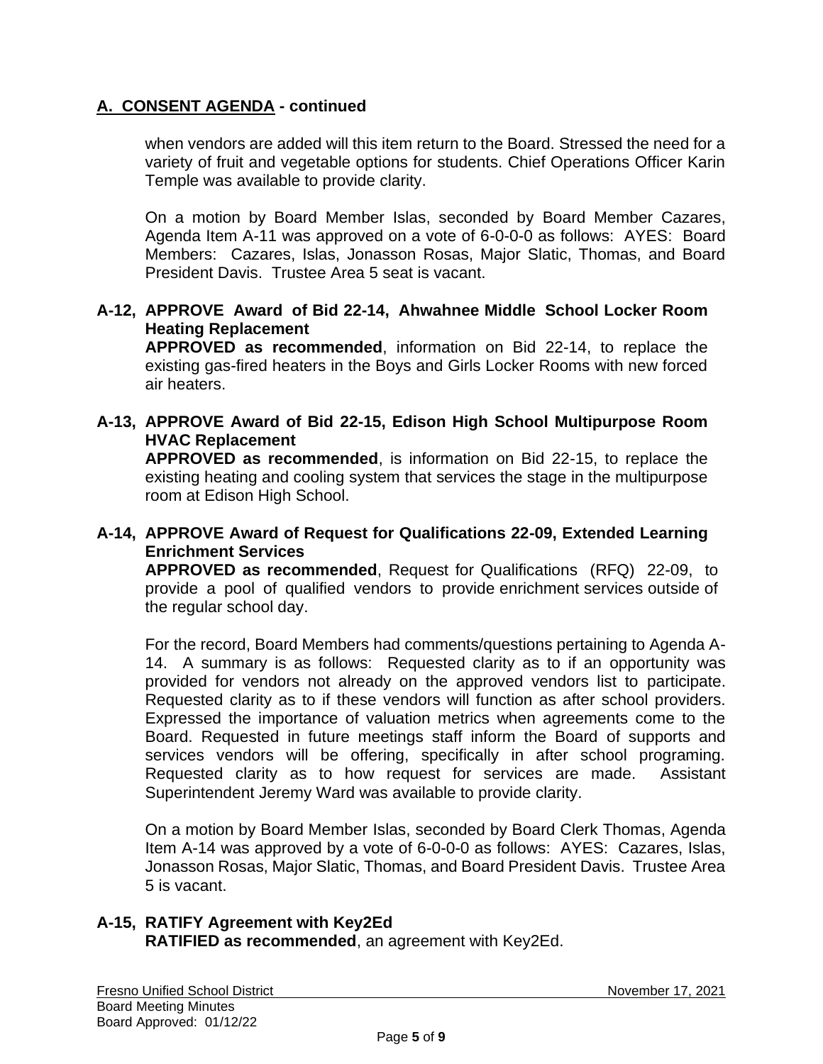## A. CONSENT AGENDA - continued

when vendors are added will this item return to the Board. Stressed the need for a variety of fruit and vegetable options for students. Chief Operations Officer Karin Temple was available to provide clarity.

On a motion by Board Member Islas, seconded by Board Member Cazares, Agenda Item A-11 was approved on a vote of 6-0-0-0 as follows: AYES: Board Members: Cazares, Islas, Jonasson Rosas, Major Slatic, Thomas, and Board President Davis. Trustee Area 5 seat is vacant.

**A-12, APPROVE Award of Bid 22-14, Ahwahnee Middle School Locker Room Heating Replacement**

**APPROVED as recommended**, information on Bid 22-14, to replace the existing gas-fired heaters in the Boys and Girls Locker Rooms with new forced air heaters.

**A-13, APPROVE Award of Bid 22-15, Edison High School Multipurpose Room HVAC Replacement**

**APPROVED as recommended**, is information on Bid 22-15, to replace the existing heating and cooling system that services the stage in the multipurpose room at Edison High School.

**A-14, APPROVE Award of Request for Qualifications 22-09, Extended Learning Enrichment Services**

**APPROVED as recommended**, Request for Qualifications (RFQ) 22-09, to provide a pool of qualified vendors to provide enrichment services outside of the regular school day.

For the record, Board Members had comments/questions pertaining to Agenda A-14. A summary is as follows: Requested clarity as to if an opportunity was provided for vendors not already on the approved vendors list to participate. Requested clarity as to if these vendors will function as after school providers. Expressed the importance of valuation metrics when agreements come to the Board. Requested in future meetings staff inform the Board of supports and services vendors will be offering, specifically in after school programing. Requested clarity as to how request for services are made. Assistant Superintendent Jeremy Ward was available to provide clarity.

On a motion by Board Member Islas, seconded by Board Clerk Thomas, Agenda Item A-14 was approved by a vote of 6-0-0-0 as follows: AYES: Cazares, Islas, Jonasson Rosas, Major Slatic, Thomas, and Board President Davis. Trustee Area 5 is vacant.

**A-15, RATIFY Agreement with Key2Ed**

**RATIFIED as recommended**, an agreement with Key2Ed.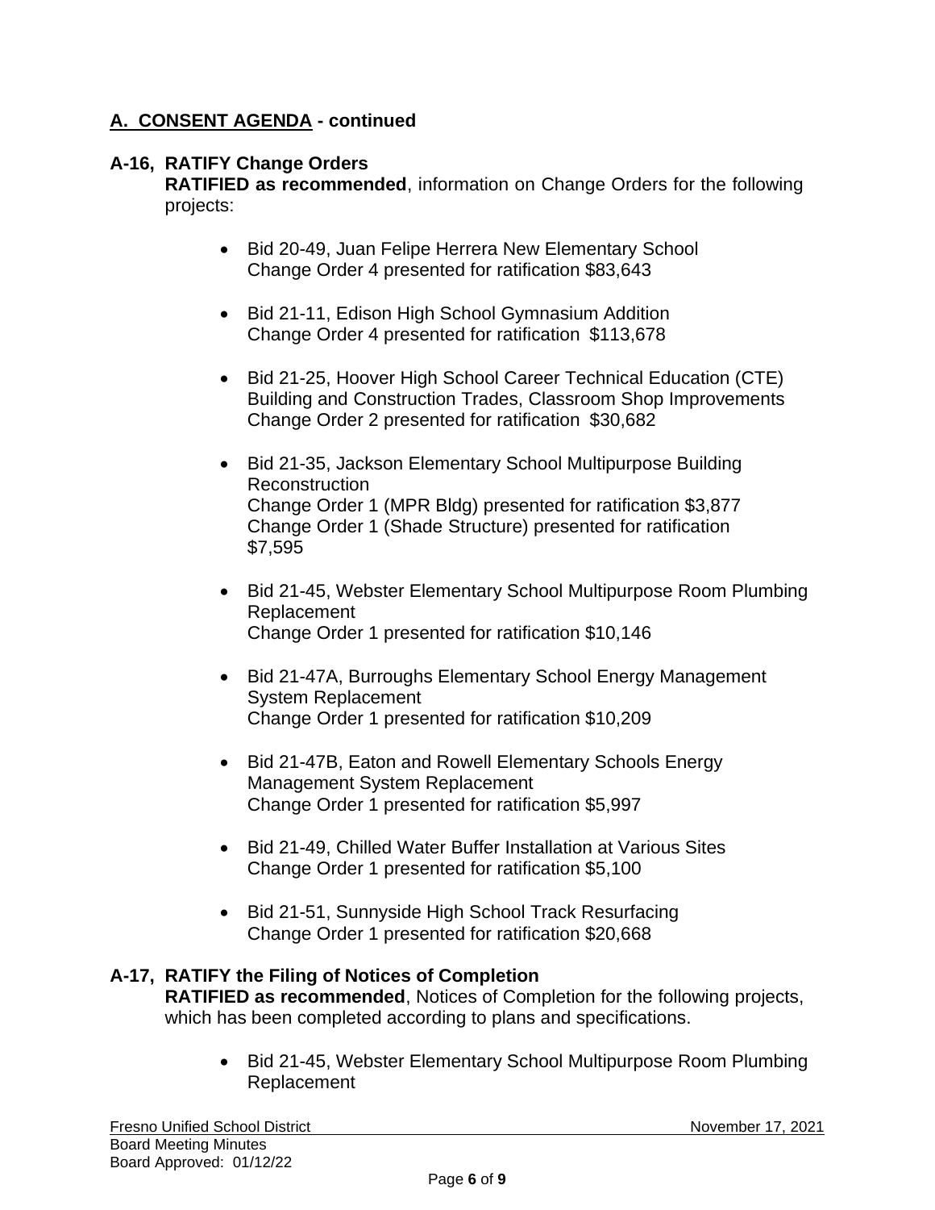## A. CONSENT AGENDA - continued

**A-16, RATIFY Change Orders**
**RATIFIED as recommended**, information on Change Orders for the following projects:

- Bid 20-49, Juan Felipe Herrera New Elementary School
  Change Order 4 presented for ratification $83,643
- Bid 21-11, Edison High School Gymnasium Addition
  Change Order 4 presented for ratification $113,678
- Bid 21-25, Hoover High School Career Technical Education (CTE) Building and Construction Trades, Classroom Shop Improvements
  Change Order 2 presented for ratification $30,682
- Bid 21-35, Jackson Elementary School Multipurpose Building Reconstruction
  Change Order 1 (MPR Bldg) presented for ratification $3,877
  Change Order 1 (Shade Structure) presented for ratification $7,595
- Bid 21-45, Webster Elementary School Multipurpose Room Plumbing Replacement
  Change Order 1 presented for ratification $10,146
- Bid 21-47A, Burroughs Elementary School Energy Management System Replacement
  Change Order 1 presented for ratification $10,209
- Bid 21-47B, Eaton and Rowell Elementary Schools Energy Management System Replacement
  Change Order 1 presented for ratification $5,997
- Bid 21-49, Chilled Water Buffer Installation at Various Sites
  Change Order 1 presented for ratification $5,100
- Bid 21-51, Sunnyside High School Track Resurfacing
  Change Order 1 presented for ratification $20,668

**A-17, RATIFY the Filing of Notices of Completion**
**RATIFIED as recommended**, Notices of Completion for the following projects, which has been completed according to plans and specifications.

- Bid 21-45, Webster Elementary School Multipurpose Room Plumbing Replacement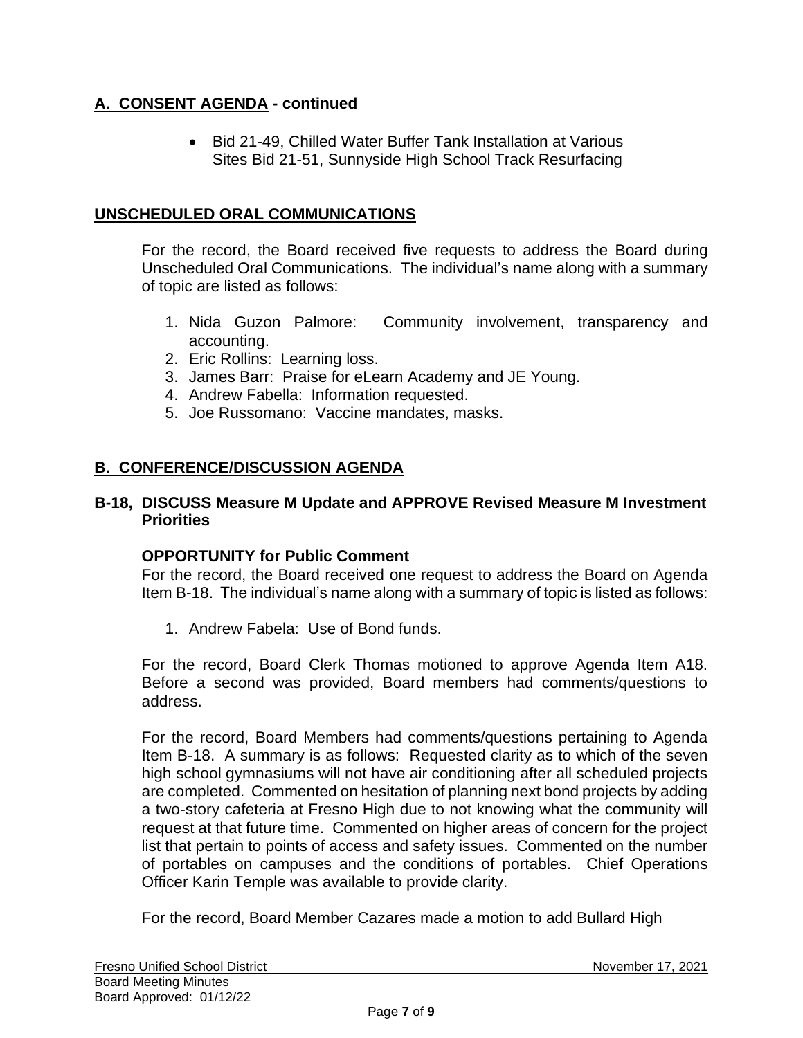## A. CONSENT AGENDA - continued

- Bid 21-49, Chilled Water Buffer Tank Installation at Various Sites Bid 21-51, Sunnyside High School Track Resurfacing

## UNSCHEDULED ORAL COMMUNICATIONS

For the record, the Board received five requests to address the Board during Unscheduled Oral Communications. The individual's name along with a summary of topic are listed as follows:

1. Nida Guzon Palmore: Community involvement, transparency and accounting.
2. Eric Rollins: Learning loss.
3. James Barr: Praise for eLearn Academy and JE Young.
4. Andrew Fabella: Information requested.
5. Joe Russomano: Vaccine mandates, masks.

## B. CONFERENCE/DISCUSSION AGENDA

### B-18, DISCUSS Measure M Update and APPROVE Revised Measure M Investment Priorities

**OPPORTUNITY for Public Comment**

For the record, the Board received one request to address the Board on Agenda Item B-18. The individual's name along with a summary of topic is listed as follows:

1. Andrew Fabela: Use of Bond funds.

For the record, Board Clerk Thomas motioned to approve Agenda Item A18. Before a second was provided, Board members had comments/questions to address.

For the record, Board Members had comments/questions pertaining to Agenda Item B-18. A summary is as follows: Requested clarity as to which of the seven high school gymnasiums will not have air conditioning after all scheduled projects are completed. Commented on hesitation of planning next bond projects by adding a two-story cafeteria at Fresno High due to not knowing what the community will request at that future time. Commented on higher areas of concern for the project list that pertain to points of access and safety issues. Commented on the number of portables on campuses and the conditions of portables. Chief Operations Officer Karin Temple was available to provide clarity.

For the record, Board Member Cazares made a motion to add Bullard High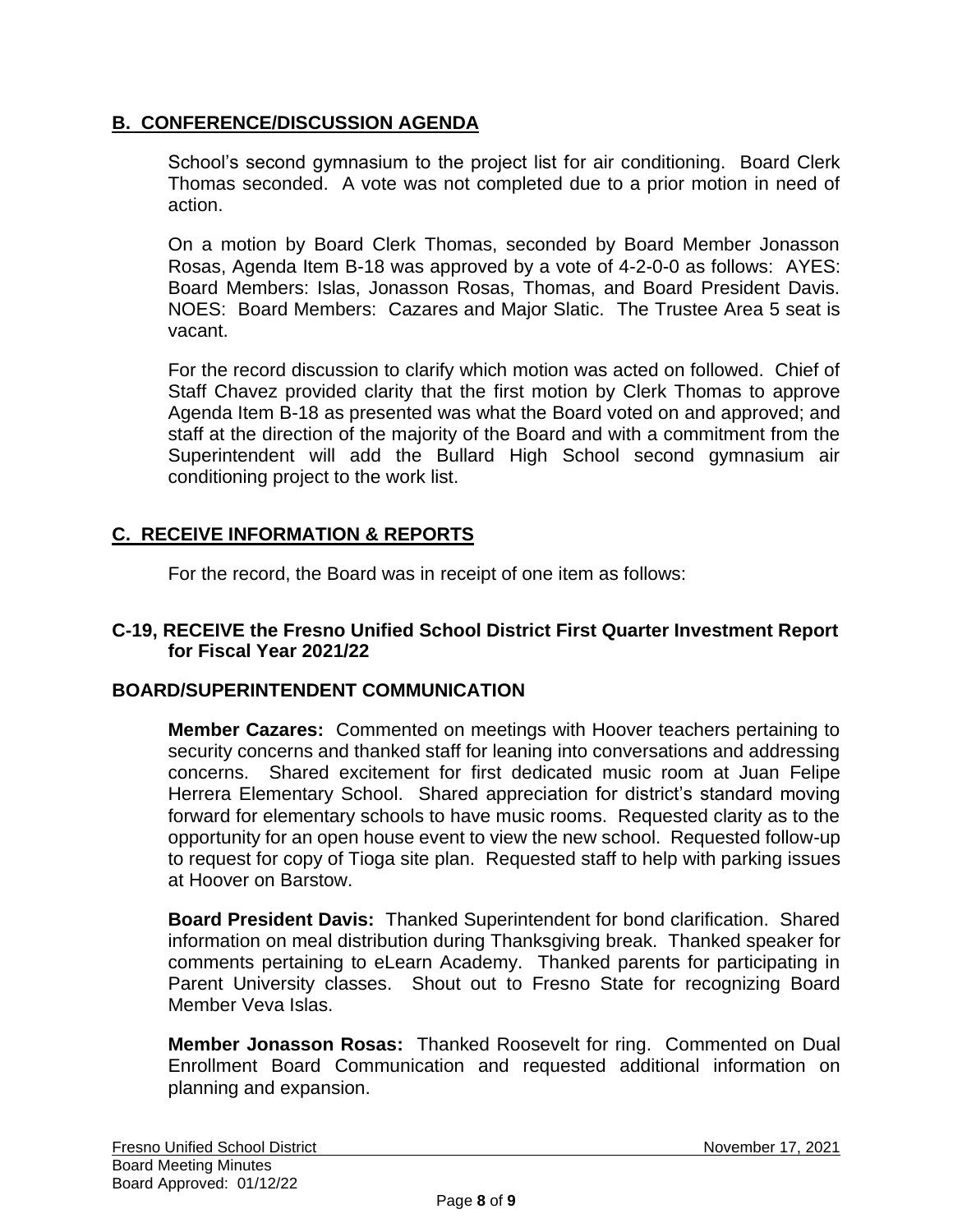## B. CONFERENCE/DISCUSSION AGENDA

School's second gymnasium to the project list for air conditioning. Board Clerk Thomas seconded. A vote was not completed due to a prior motion in need of action.

On a motion by Board Clerk Thomas, seconded by Board Member Jonasson Rosas, Agenda Item B-18 was approved by a vote of 4-2-0-0 as follows: AYES: Board Members: Islas, Jonasson Rosas, Thomas, and Board President Davis. NOES: Board Members: Cazares and Major Slatic. The Trustee Area 5 seat is vacant.

For the record discussion to clarify which motion was acted on followed. Chief of Staff Chavez provided clarity that the first motion by Clerk Thomas to approve Agenda Item B-18 as presented was what the Board voted on and approved; and staff at the direction of the majority of the Board and with a commitment from the Superintendent will add the Bullard High School second gymnasium air conditioning project to the work list.

## C. RECEIVE INFORMATION & REPORTS

For the record, the Board was in receipt of one item as follows:

### C-19, RECEIVE the Fresno Unified School District First Quarter Investment Report for Fiscal Year 2021/22

### BOARD/SUPERINTENDENT COMMUNICATION

**Member Cazares:** Commented on meetings with Hoover teachers pertaining to security concerns and thanked staff for leaning into conversations and addressing concerns. Shared excitement for first dedicated music room at Juan Felipe Herrera Elementary School. Shared appreciation for district's standard moving forward for elementary schools to have music rooms. Requested clarity as to the opportunity for an open house event to view the new school. Requested follow-up to request for copy of Tioga site plan. Requested staff to help with parking issues at Hoover on Barstow.

**Board President Davis:** Thanked Superintendent for bond clarification. Shared information on meal distribution during Thanksgiving break. Thanked speaker for comments pertaining to eLearn Academy. Thanked parents for participating in Parent University classes. Shout out to Fresno State for recognizing Board Member Veva Islas.

**Member Jonasson Rosas:** Thanked Roosevelt for ring. Commented on Dual Enrollment Board Communication and requested additional information on planning and expansion.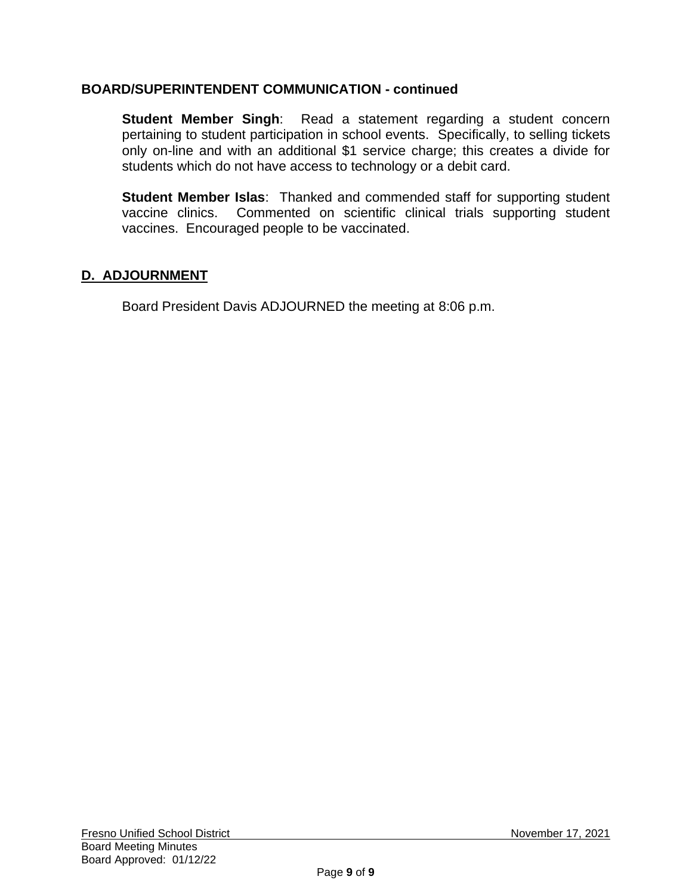**BOARD/SUPERINTENDENT COMMUNICATION - continued**

**Student Member Singh**: Read a statement regarding a student concern pertaining to student participation in school events. Specifically, to selling tickets only on-line and with an additional $1 service charge; this creates a divide for students which do not have access to technology or a debit card.

**Student Member Islas**: Thanked and commended staff for supporting student vaccine clinics. Commented on scientific clinical trials supporting student vaccines. Encouraged people to be vaccinated.

## D. ADJOURNMENT

Board President Davis ADJOURNED the meeting at 8:06 p.m.